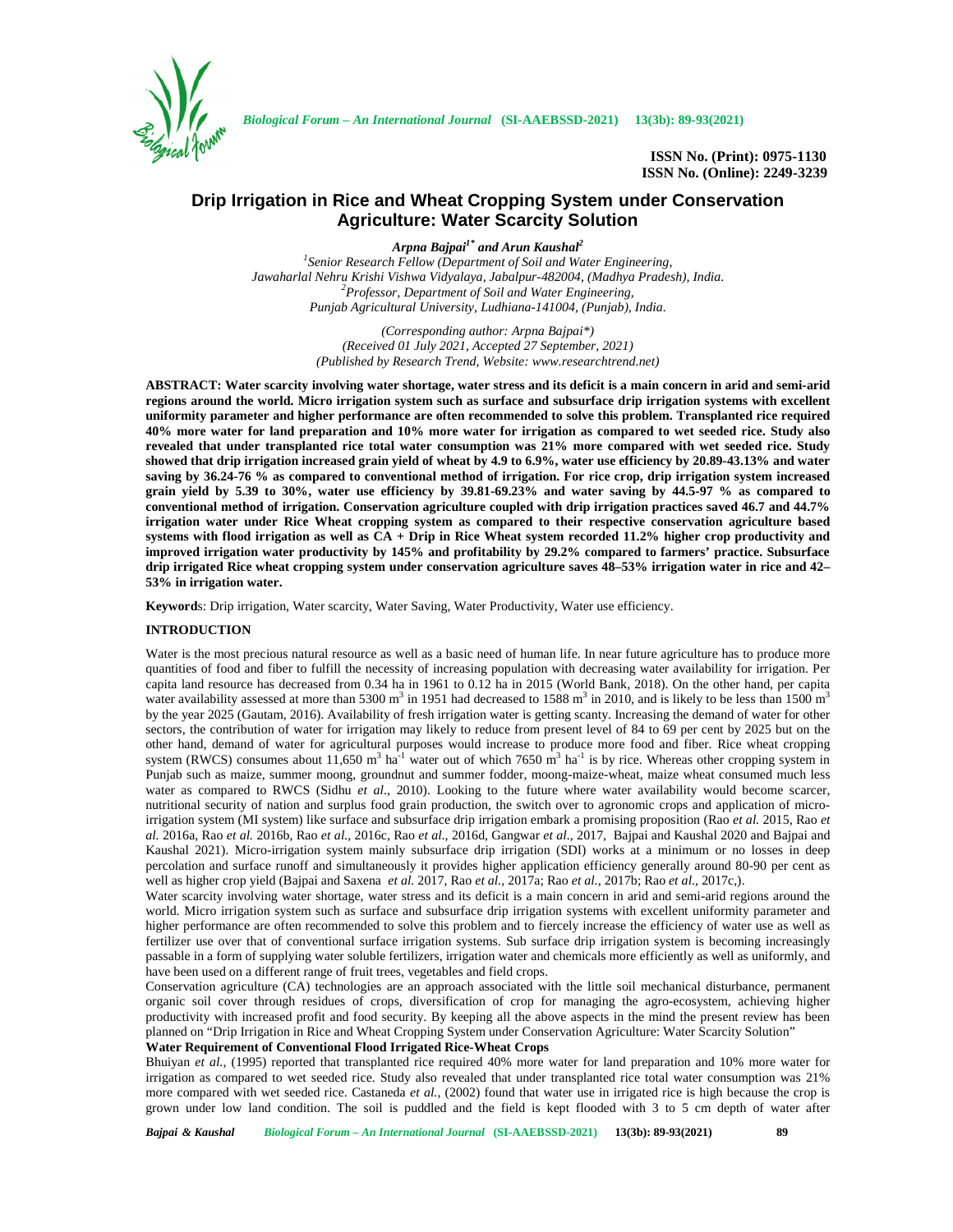ISSN No. (Print): 0975-1130
ISSN No. (Online): 2249-3239

# Drip Irrigation in Rice and Wheat Cropping System under Conservation Agriculture: Water Scarcity Solution

***Arpna Bajpai[1*] and Arun Kaushal[2]***

*[1]Senior Research Fellow (Department of Soil and Water Engineering, Jawaharlal Nehru Krishi Vishwa Vidyalaya, Jabalpur-482004, (Madhya Pradesh), India.*
*[2]Professor, Department of Soil and Water Engineering, Punjab Agricultural University, Ludhiana-141004, (Punjab), India.*

*(Corresponding author: Arpna Bajpai*)*
*(Received 01 July 2021, Accepted 27 September, 2021)*
*(Published by Research Trend, Website: www.researchtrend.net)*

**ABSTRACT: Water scarcity involving water shortage, water stress and its deficit is a main concern in arid and semi-arid regions around the world. Micro irrigation system such as surface and subsurface drip irrigation systems with excellent uniformity parameter and higher performance are often recommended to solve this problem. Transplanted rice required 40% more water for land preparation and 10% more water for irrigation as compared to wet seeded rice. Study also revealed that under transplanted rice total water consumption was 21% more compared with wet seeded rice. Study showed that drip irrigation increased grain yield of wheat by 4.9 to 6.9%, water use efficiency by 20.89-43.13% and water saving by 36.24-76 % as compared to conventional method of irrigation. For rice crop, drip irrigation system increased grain yield by 5.39 to 30%, water use efficiency by 39.81-69.23% and water saving by 44.5-97 % as compared to conventional method of irrigation. Conservation agriculture coupled with drip irrigation practices saved 46.7 and 44.7% irrigation water under Rice Wheat cropping system as compared to their respective conservation agriculture based systems with flood irrigation as well as CA + Drip in Rice Wheat system recorded 11.2% higher crop productivity and improved irrigation water productivity by 145% and profitability by 29.2% compared to farmers' practice. Subsurface drip irrigated Rice wheat cropping system under conservation agriculture saves 48–53% irrigation water in rice and 42–53% in irrigation water.**

**Keywords**: Drip irrigation, Water scarcity, Water Saving, Water Productivity, Water use efficiency.

## INTRODUCTION

Water is the most precious natural resource as well as a basic need of human life. In near future agriculture has to produce more quantities of food and fiber to fulfill the necessity of increasing population with decreasing water availability for irrigation. Per capita land resource has decreased from 0.34 ha in 1961 to 0.12 ha in 2015 (World Bank, 2018). On the other hand, per capita water availability assessed at more than 5300 $m^3$ in 1951 had decreased to 1588 $m^3$ in 2010, and is likely to be less than 1500 $m^3$ by the year 2025 (Gautam, 2016). Availability of fresh irrigation water is getting scanty. Increasing the demand of water for other sectors, the contribution of water for irrigation may likely to reduce from present level of 84 to 69 per cent by 2025 but on the other hand, demand of water for agricultural purposes would increase to produce more food and fiber. Rice wheat cropping system (RWCS) consumes about 11,650 $m^3$ $ha^{-1}$ water out of which 7650 $m^3$ $ha^{-1}$ is by rice. Whereas other cropping system in Punjab such as maize, summer moong, groundnut and summer fodder, moong-maize-wheat, maize wheat consumed much less water as compared to RWCS (Sidhu *et al*., 2010). Looking to the future where water availability would become scarcer, nutritional security of nation and surplus food grain production, the switch over to agronomic crops and application of micro-irrigation system (MI system) like surface and subsurface drip irrigation embark a promising proposition (Rao *et al.* 2015, Rao *et al.* 2016a, Rao *et al.* 2016b, Rao *et al.*, 2016c, Rao *et al.*, 2016d, Gangwar *et al.*, 2017, Bajpai and Kaushal 2020 and Bajpai and Kaushal 2021). Micro-irrigation system mainly subsurface drip irrigation (SDI) works at a minimum or no losses in deep percolation and surface runoff and simultaneously it provides higher application efficiency generally around 80-90 per cent as well as higher crop yield (Bajpai and Saxena *et al.* 2017, Rao *et al.*, 2017a; Rao *et al.*, 2017b; Rao *et al.*, 2017c,).

Water scarcity involving water shortage, water stress and its deficit is a main concern in arid and semi-arid regions around the world. Micro irrigation system such as surface and subsurface drip irrigation systems with excellent uniformity parameter and higher performance are often recommended to solve this problem and to fiercely increase the efficiency of water use as well as fertilizer use over that of conventional surface irrigation systems. Sub surface drip irrigation system is becoming increasingly passable in a form of supplying water soluble fertilizers, irrigation water and chemicals more efficiently as well as uniformly, and have been used on a different range of fruit trees, vegetables and field crops.

Conservation agriculture (CA) technologies are an approach associated with the little soil mechanical disturbance, permanent organic soil cover through residues of crops, diversification of crop for managing the agro-ecosystem, achieving higher productivity with increased profit and food security. By keeping all the above aspects in the mind the present review has been planned on "Drip Irrigation in Rice and Wheat Cropping System under Conservation Agriculture: Water Scarcity Solution"

### Water Requirement of Conventional Flood Irrigated Rice-Wheat Crops

Bhuiyan *et al.,* (1995) reported that transplanted rice required 40% more water for land preparation and 10% more water for irrigation as compared to wet seeded rice. Study also revealed that under transplanted rice total water consumption was 21% more compared with wet seeded rice. Castaneda *et al.,* (2002) found that water use in irrigated rice is high because the crop is grown under low land condition. The soil is puddled and the field is kept flooded with 3 to 5 cm depth of water after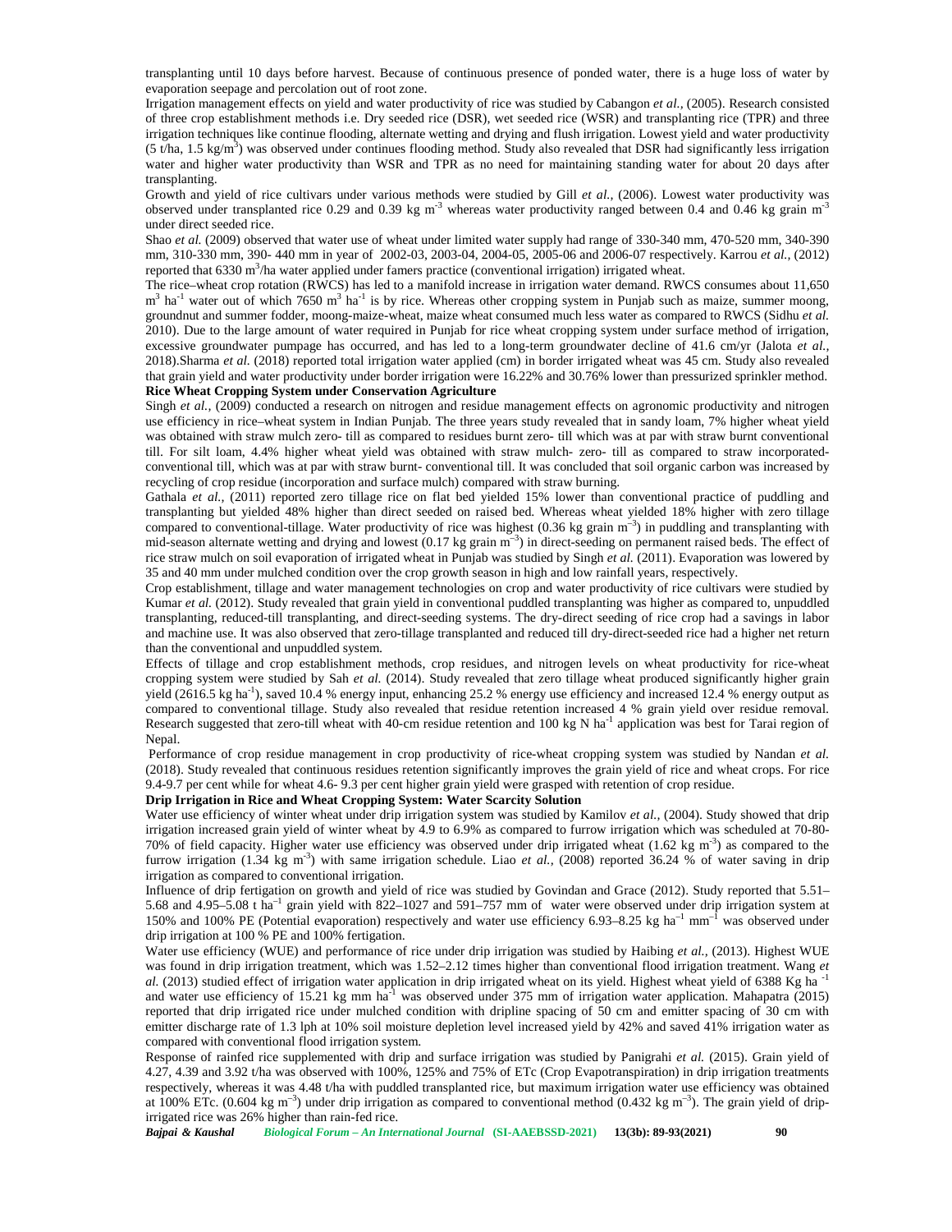transplanting until 10 days before harvest. Because of continuous presence of ponded water, there is a huge loss of water by evaporation seepage and percolation out of root zone.

Irrigation management effects on yield and water productivity of rice was studied by Cabangon *et al.,* (2005). Research consisted of three crop establishment methods i.e. Dry seeded rice (DSR), wet seeded rice (WSR) and transplanting rice (TPR) and three irrigation techniques like continue flooding, alternate wetting and drying and flush irrigation. Lowest yield and water productivity (5 t/ha, 1.5 kg/$m^3$) was observed under continues flooding method. Study also revealed that DSR had significantly less irrigation water and higher water productivity than WSR and TPR as no need for maintaining standing water for about 20 days after transplanting.

Growth and yield of rice cultivars under various methods were studied by Gill *et al.,* (2006). Lowest water productivity was observed under transplanted rice 0.29 and 0.39 kg $m^{-3}$ whereas water productivity ranged between 0.4 and 0.46 kg grain $m^{-3}$ under direct seeded rice.

Shao *et al.* (2009) observed that water use of wheat under limited water supply had range of 330-340 mm, 470-520 mm, 340-390 mm, 310-330 mm, 390- 440 mm in year of 2002-03, 2003-04, 2004-05, 2005-06 and 2006-07 respectively. Karrou *et al.,* (2012) reported that 6330 $m^3$/ha water applied under famers practice (conventional irrigation) irrigated wheat.

The rice–wheat crop rotation (RWCS) has led to a manifold increase in irrigation water demand. RWCS consumes about 11,650 $m^3$ $ha^{-1}$ water out of which 7650 $m^3$ $ha^{-1}$ is by rice. Whereas other cropping system in Punjab such as maize, summer moong, groundnut and summer fodder, moong-maize-wheat, maize wheat consumed much less water as compared to RWCS (Sidhu *et al.* 2010). Due to the large amount of water required in Punjab for rice wheat cropping system under surface method of irrigation, excessive groundwater pumpage has occurred, and has led to a long-term groundwater decline of 41.6 cm/yr (Jalota *et al.,* 2018).Sharma *et al.* (2018) reported total irrigation water applied (cm) in border irrigated wheat was 45 cm. Study also revealed that grain yield and water productivity under border irrigation were 16.22% and 30.76% lower than pressurized sprinkler method.

**Rice Wheat Cropping System under Conservation Agriculture**

Singh *et al.,* (2009) conducted a research on nitrogen and residue management effects on agronomic productivity and nitrogen use efficiency in rice–wheat system in Indian Punjab. The three years study revealed that in sandy loam, 7% higher wheat yield was obtained with straw mulch zero- till as compared to residues burnt zero- till which was at par with straw burnt conventional till. For silt loam, 4.4% higher wheat yield was obtained with straw mulch- zero- till as compared to straw incorporated-conventional till, which was at par with straw burnt- conventional till. It was concluded that soil organic carbon was increased by recycling of crop residue (incorporation and surface mulch) compared with straw burning.

Gathala *et al.,* (2011) reported zero tillage rice on flat bed yielded 15% lower than conventional practice of puddling and transplanting but yielded 48% higher than direct seeded on raised bed. Whereas wheat yielded 18% higher with zero tillage compared to conventional-tillage. Water productivity of rice was highest (0.36 kg grain $m^{-3}$) in puddling and transplanting with mid-season alternate wetting and drying and lowest (0.17 kg grain $m^{-3}$) in direct-seeding on permanent raised beds. The effect of rice straw mulch on soil evaporation of irrigated wheat in Punjab was studied by Singh *et al.* (2011). Evaporation was lowered by 35 and 40 mm under mulched condition over the crop growth season in high and low rainfall years, respectively.

Crop establishment, tillage and water management technologies on crop and water productivity of rice cultivars were studied by Kumar *et al.* (2012). Study revealed that grain yield in conventional puddled transplanting was higher as compared to, unpuddled transplanting, reduced-till transplanting, and direct-seeding systems. The dry-direct seeding of rice crop had a savings in labor and machine use. It was also observed that zero-tillage transplanted and reduced till dry-direct-seeded rice had a higher net return than the conventional and unpuddled system.

Effects of tillage and crop establishment methods, crop residues, and nitrogen levels on wheat productivity for rice-wheat cropping system were studied by Sah *et al.* (2014). Study revealed that zero tillage wheat produced significantly higher grain yield (2616.5 kg $ha^{-1}$), saved 10.4 % energy input, enhancing 25.2 % energy use efficiency and increased 12.4 % energy output as compared to conventional tillage. Study also revealed that residue retention increased 4 % grain yield over residue removal. Research suggested that zero-till wheat with 40-cm residue retention and 100 kg N $ha^{-1}$ application was best for Tarai region of Nepal.

Performance of crop residue management in crop productivity of rice-wheat cropping system was studied by Nandan *et al.* (2018). Study revealed that continuous residues retention significantly improves the grain yield of rice and wheat crops. For rice 9.4-9.7 per cent while for wheat 4.6- 9.3 per cent higher grain yield were grasped with retention of crop residue.

**Drip Irrigation in Rice and Wheat Cropping System: Water Scarcity Solution**

Water use efficiency of winter wheat under drip irrigation system was studied by Kamilov *et al.,* (2004). Study showed that drip irrigation increased grain yield of winter wheat by 4.9 to 6.9% as compared to furrow irrigation which was scheduled at 70-80-70% of field capacity. Higher water use efficiency was observed under drip irrigated wheat (1.62 kg $m^{-3}$) as compared to the furrow irrigation (1.34 kg $m^{-3}$) with same irrigation schedule. Liao *et al.,* (2008) reported 36.24 % of water saving in drip irrigation as compared to conventional irrigation.

Influence of drip fertigation on growth and yield of rice was studied by Govindan and Grace (2012). Study reported that 5.51–5.68 and 4.95–5.08 t $ha^{-1}$ grain yield with 822–1027 and 591–757 mm of water were observed under drip irrigation system at 150% and 100% PE (Potential evaporation) respectively and water use efficiency 6.93–8.25 kg $ha^{-1}$ $mm^{-1}$ was observed under drip irrigation at 100 % PE and 100% fertigation.

Water use efficiency (WUE) and performance of rice under drip irrigation was studied by Haibing *et al.,* (2013). Highest WUE was found in drip irrigation treatment, which was 1.52–2.12 times higher than conventional flood irrigation treatment. Wang *et al.* (2013) studied effect of irrigation water application in drip irrigated wheat on its yield. Highest wheat yield of 6388 Kg $ha^{-1}$ and water use efficiency of 15.21 kg mm $ha^{-1}$ was observed under 375 mm of irrigation water application. Mahapatra (2015) reported that drip irrigated rice under mulched condition with dripline spacing of 50 cm and emitter spacing of 30 cm with emitter discharge rate of 1.3 lph at 10% soil moisture depletion level increased yield by 42% and saved 41% irrigation water as compared with conventional flood irrigation system.

Response of rainfed rice supplemented with drip and surface irrigation was studied by Panigrahi *et al.* (2015). Grain yield of 4.27, 4.39 and 3.92 t/ha was observed with 100%, 125% and 75% of ETc (Crop Evapotranspiration) in drip irrigation treatments respectively, whereas it was 4.48 t/ha with puddled transplanted rice, but maximum irrigation water use efficiency was obtained at 100% ETc. (0.604 kg $m^{-3}$) under drip irrigation as compared to conventional method (0.432 kg $m^{-3}$). The grain yield of drip-irrigated rice was 26% higher than rain-fed rice.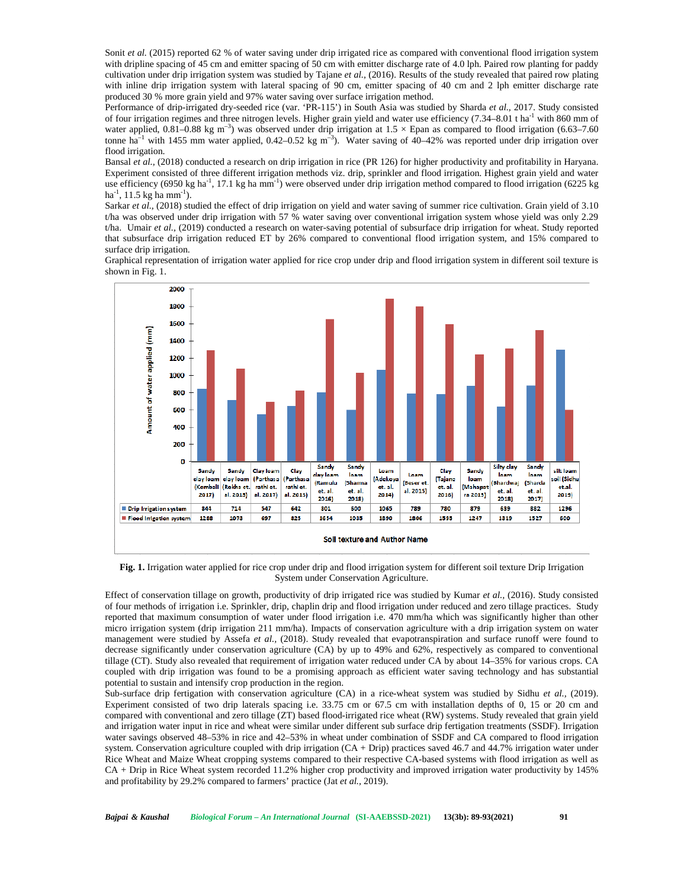Sonit *et al.* (2015) reported 62 % of water saving under drip irrigated rice as compared with conventional flood irrigation system with dripline spacing of 45 cm and emitter spacing of 50 cm with emitter discharge rate of 4.0 lph. Paired row planting for paddy cultivation under drip irrigation system was studied by Tajane *et al.,* (2016). Results of the study revealed that paired row plating with inline drip irrigation system with lateral spacing of 90 cm, emitter spacing of 40 cm and 2 lph emitter discharge rate produced 30 % more grain yield and 97% water saving over surface irrigation method.

Performance of drip-irrigated dry-seeded rice (var. 'PR-115') in South Asia was studied by Sharda *et al.,* 2017. Study consisted of four irrigation regimes and three nitrogen levels. Higher grain yield and water use efficiency (7.34–8.01 t ha$^{-1}$ with 860 mm of water applied, 0.81–0.88 kg m$^{-3}$) was observed under drip irrigation at 1.5 × Epan as compared to flood irrigation (6.63–7.60 tonne ha$^{-1}$ with 1455 mm water applied, 0.42–0.52 kg m$^{-3}$). Water saving of 40–42% was reported under drip irrigation over flood irrigation.

Bansal *et al.,* (2018) conducted a research on drip irrigation in rice (PR 126) for higher productivity and profitability in Haryana. Experiment consisted of three different irrigation methods viz. drip, sprinkler and flood irrigation. Highest grain yield and water use efficiency (6950 kg ha$^{-1}$, 17.1 kg ha mm$^{-1}$) were observed under drip irrigation method compared to flood irrigation (6225 kg ha$^{-1}$, 11.5 kg ha mm$^{-1}$).

Sarkar *et al.,* (2018) studied the effect of drip irrigation on yield and water saving of summer rice cultivation. Grain yield of 3.10 t/ha was observed under drip irrigation with 57 % water saving over conventional irrigation system whose yield was only 2.29 t/ha. Umair *et al.,* (2019) conducted a research on water-saving potential of subsurface drip irrigation for wheat. Study reported that subsurface drip irrigation reduced ET by 26% compared to conventional flood irrigation system, and 15% compared to surface drip irrigation.

Graphical representation of irrigation water applied for rice crop under drip and flood irrigation system in different soil texture is shown in Fig. 1.

| Soil texture and Author Name | Sandy clay loam (Komboli 2017) | Sandy clay loam (Rekha et. al. 2015) | Clay loam (Parthasarathi et. al. 2017) | Clay (Parthasarathi et. al. 2015) | Sandy clay loam (Ramulu et. al. 2016) | Sandy loam (Sharma et. al. 2018) | Loam (Adekoya et. al. 2014) | Loam (Beser et. al. 2015) | Clay (Tajane et. al. 2016) | Sandy loam (Mahapatra 2015) | Silty clay loam (Bhardwaj et. al. 2018) | Sandy loam (Sharda et. al. 2017) | silt loam soil (Sidhu et.al. 2019) |
|---|---|---|---|---|---|---|---|---|---|---|---|---|---|
| Drip Irrigation system | 844 | 714 | 547 | 642 | 801 | 600 | 1065 | 789 | 780 | 879 | 639 | 882 | 1296 |
| Flood Irrigation system | 1288 | 1073 | 697 | 825 | 1654 | 1035 | 1890 | 1806 | 1595 | 1247 | 1319 | 1527 | 600 |

**Fig. 1.** Irrigation water applied for rice crop under drip and flood irrigation system for different soil texture Drip Irrigation System under Conservation Agriculture.

Effect of conservation tillage on growth, productivity of drip irrigated rice was studied by Kumar *et al.,* (2016). Study consisted of four methods of irrigation i.e. Sprinkler, drip, chaplin drip and flood irrigation under reduced and zero tillage practices. Study reported that maximum consumption of water under flood irrigation i.e. 470 mm/ha which was significantly higher than other micro irrigation system (drip irrigation 211 mm/ha). Impacts of conservation agriculture with a drip irrigation system on water management were studied by Assefa *et al.,* (2018). Study revealed that evapotranspiration and surface runoff were found to decrease significantly under conservation agriculture (CA) by up to 49% and 62%, respectively as compared to conventional tillage (CT). Study also revealed that requirement of irrigation water reduced under CA by about 14–35% for various crops. CA coupled with drip irrigation was found to be a promising approach as efficient water saving technology and has substantial potential to sustain and intensify crop production in the region.

Sub-surface drip fertigation with conservation agriculture (CA) in a rice-wheat system was studied by Sidhu *et al.,* (2019). Experiment consisted of two drip laterals spacing i.e. 33.75 cm or 67.5 cm with installation depths of 0, 15 or 20 cm and compared with conventional and zero tillage (ZT) based flood-irrigated rice wheat (RW) systems. Study revealed that grain yield and irrigation water input in rice and wheat were similar under different sub surface drip fertigation treatments (SSDF). Irrigation water savings observed 48–53% in rice and 42–53% in wheat under combination of SSDF and CA compared to flood irrigation system. Conservation agriculture coupled with drip irrigation (CA + Drip) practices saved 46.7 and 44.7% irrigation water under Rice Wheat and Maize Wheat cropping systems compared to their respective CA-based systems with flood irrigation as well as CA + Drip in Rice Wheat system recorded 11.2% higher crop productivity and improved irrigation water productivity by 145% and profitability by 29.2% compared to farmers' practice (Jat *et al.,* 2019).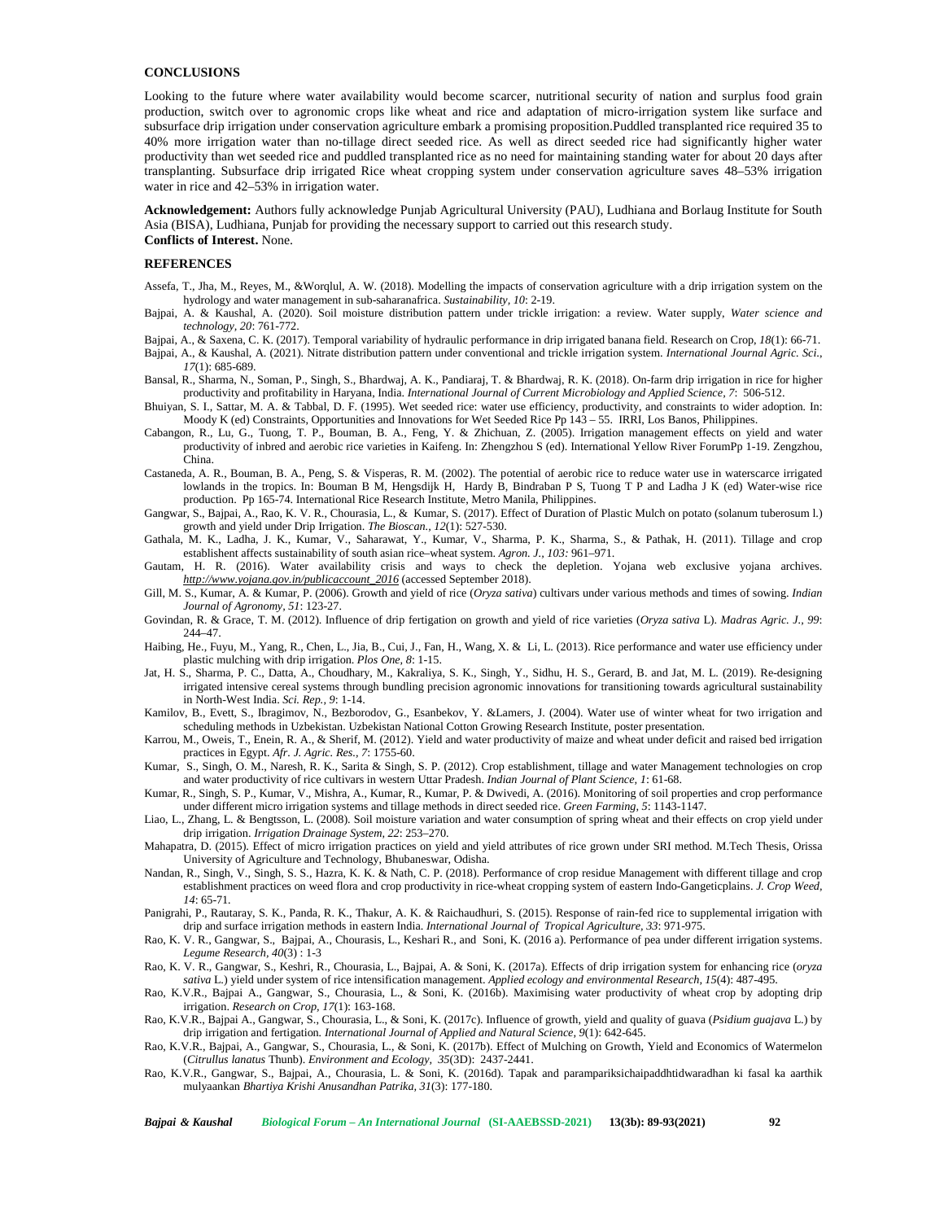## CONCLUSIONS

Looking to the future where water availability would become scarcer, nutritional security of nation and surplus food grain production, switch over to agronomic crops like wheat and rice and adaptation of micro-irrigation system like surface and subsurface drip irrigation under conservation agriculture embark a promising proposition.Puddled transplanted rice required 35 to 40% more irrigation water than no-tillage direct seeded rice. As well as direct seeded rice had significantly higher water productivity than wet seeded rice and puddled transplanted rice as no need for maintaining standing water for about 20 days after transplanting. Subsurface drip irrigated Rice wheat cropping system under conservation agriculture saves 48–53% irrigation water in rice and 42–53% in irrigation water.

**Acknowledgement:** Authors fully acknowledge Punjab Agricultural University (PAU), Ludhiana and Borlaug Institute for South Asia (BISA), Ludhiana, Punjab for providing the necessary support to carried out this research study.

**Conflicts of Interest.** None.

## REFERENCES

Assefa, T., Jha, M., Reyes, M., &Worqlul, A. W. (2018). Modelling the impacts of conservation agriculture with a drip irrigation system on the hydrology and water management in sub-saharanafrica. *Sustainability, 10*: 2-19.

Bajpai, A. & Kaushal, A. (2020). Soil moisture distribution pattern under trickle irrigation: a review. Water supply, *Water science and technology, 20*: 761-772.

Bajpai, A., & Saxena, C. K. (2017). Temporal variability of hydraulic performance in drip irrigated banana field. Research on Crop, *18*(1): 66-71.

Bajpai, A., & Kaushal, A. (2021). Nitrate distribution pattern under conventional and trickle irrigation system. *International Journal Agric. Sci., 17*(1): 685-689.

Bansal, R., Sharma, N., Soman, P., Singh, S., Bhardwaj, A. K., Pandiaraj, T. & Bhardwaj, R. K. (2018). On-farm drip irrigation in rice for higher productivity and profitability in Haryana, India. *International Journal of Current Microbiology and Applied Science, 7*: 506-512.

Bhuiyan, S. I., Sattar, M. A. & Tabbal, D. F. (1995). Wet seeded rice: water use efficiency, productivity, and constraints to wider adoption. In: Moody K (ed) Constraints, Opportunities and Innovations for Wet Seeded Rice Pp 143 – 55. IRRI, Los Banos, Philippines.

Cabangon, R., Lu, G., Tuong, T. P., Bouman, B. A., Feng, Y. & Zhichuan, Z. (2005). Irrigation management effects on yield and water productivity of inbred and aerobic rice varieties in Kaifeng. In: Zhengzhou S (ed). International Yellow River ForumPp 1-19. Zengzhou, China.

Castaneda, A. R., Bouman, B. A., Peng, S. & Visperas, R. M. (2002). The potential of aerobic rice to reduce water use in waterscarce irrigated lowlands in the tropics. In: Bouman B M, Hengsdijk H, Hardy B, Bindraban P S, Tuong T P and Ladha J K (ed) Water-wise rice production. Pp 165-74. International Rice Research Institute, Metro Manila, Philippines.

Gangwar, S., Bajpai, A., Rao, K. V. R., Chourasia, L., & Kumar, S. (2017). Effect of Duration of Plastic Mulch on potato (solanum tuberosum l.) growth and yield under Drip Irrigation. *The Bioscan., 12*(1): 527-530.

Gathala, M. K., Ladha, J. K., Kumar, V., Saharawat, Y., Kumar, V., Sharma, P. K., Sharma, S., & Pathak, H. (2011). Tillage and crop establishment affects sustainability of south asian rice–wheat system. *Agron. J., 103:* 961–971.

Gautam, H. R. (2016). Water availability crisis and ways to check the depletion. Yojana web exclusive yojana archives. *http://www.yojana.gov.in/publicaccount_2016* (accessed September 2018).

Gill, M. S., Kumar, A. & Kumar, P. (2006). Growth and yield of rice (*Oryza sativa*) cultivars under various methods and times of sowing. *Indian Journal of Agronomy, 51*: 123-27.

Govindan, R. & Grace, T. M. (2012). Influence of drip fertigation on growth and yield of rice varieties (*Oryza sativa* L). *Madras Agric. J., 99*: 244–47.

Haibing, He., Fuyu, M., Yang, R., Chen, L., Jia, B., Cui, J., Fan, H., Wang, X. & Li, L. (2013). Rice performance and water use efficiency under plastic mulching with drip irrigation. *Plos One, 8*: 1-15.

Jat, H. S., Sharma, P. C., Datta, A., Choudhary, M., Kakraliya, S. K., Singh, Y., Sidhu, H. S., Gerard, B. and Jat, M. L. (2019). Re-designing irrigated intensive cereal systems through bundling precision agronomic innovations for transitioning towards agricultural sustainability in North-West India. *Sci. Rep., 9*: 1-14.

Kamilov, B., Evett, S., Ibragimov, N., Bezborodov, G., Esanbekov, Y. &Lamers, J. (2004). Water use of winter wheat for two irrigation and scheduling methods in Uzbekistan. Uzbekistan National Cotton Growing Research Institute, poster presentation.

Karrou, M., Oweis, T., Enein, R. A., & Sherif, M. (2012). Yield and water productivity of maize and wheat under deficit and raised bed irrigation practices in Egypt. *Afr. J. Agric. Res., 7*: 1755-60.

Kumar, S., Singh, O. M., Naresh, R. K., Sarita & Singh, S. P. (2012). Crop establishment, tillage and water Management technologies on crop and water productivity of rice cultivars in western Uttar Pradesh. *Indian Journal of Plant Science, 1*: 61-68.

Kumar, R., Singh, S. P., Kumar, V., Mishra, A., Kumar, R., Kumar, P. & Dwivedi, A. (2016). Monitoring of soil properties and crop performance under different micro irrigation systems and tillage methods in direct seeded rice. *Green Farming, 5*: 1143-1147.

Liao, L., Zhang, L. & Bengtsson, L. (2008). Soil moisture variation and water consumption of spring wheat and their effects on crop yield under drip irrigation. *Irrigation Drainage System, 22*: 253–270.

Mahapatra, D. (2015). Effect of micro irrigation practices on yield and yield attributes of rice grown under SRI method. M.Tech Thesis, Orissa University of Agriculture and Technology, Bhubaneswar, Odisha.

Nandan, R., Singh, V., Singh, S. S., Hazra, K. K. & Nath, C. P. (2018). Performance of crop residue Management with different tillage and crop establishment practices on weed flora and crop productivity in rice-wheat cropping system of eastern Indo-Gangeticplains. *J. Crop Weed, 14*: 65-71.

Panigrahi, P., Rautaray, S. K., Panda, R. K., Thakur, A. K. & Raichaudhuri, S. (2015). Response of rain-fed rice to supplemental irrigation with drip and surface irrigation methods in eastern India. *International Journal of Tropical Agriculture, 33*: 971-975.

Rao, K. V. R., Gangwar, S., Bajpai, A., Chourasis, L., Keshari R., and Soni, K. (2016 a). Performance of pea under different irrigation systems. *Legume Research, 40*(3) : 1-3

Rao, K. V. R., Gangwar, S., Keshri, R., Chourasia, L., Bajpai, A. & Soni, K. (2017a). Effects of drip irrigation system for enhancing rice (*oryza sativa* L.) yield under system of rice intensification management. *Applied ecology and environmental Research, 15*(4): 487-495.

Rao, K.V.R., Bajpai A., Gangwar, S., Chourasia, L., & Soni, K. (2016b). Maximising water productivity of wheat crop by adopting drip irrigation. *Research on Crop, 17*(1): 163-168.

Rao, K.V.R., Bajpai A., Gangwar, S., Chourasia, L., & Soni, K. (2017c). Influence of growth, yield and quality of guava (*Psidium guajava* L.) by drip irrigation and fertigation. *International Journal of Applied and Natural Science, 9*(1): 642-645.

Rao, K.V.R., Bajpai, A., Gangwar, S., Chourasia, L., & Soni, K. (2017b). Effect of Mulching on Growth, Yield and Economics of Watermelon (*Citrullus lanatus* Thunb). *Environment and Ecology, 35*(3D): 2437-2441.

Rao, K.V.R., Gangwar, S., Bajpai, A., Chourasia, L. & Soni, K. (2016d). Tapak and paramparik­sichaipaddhtidwaradhan ki fasal ka aarthik mulyaankan *Bhartiya Krishi Anusandhan Patrika, 31*(3): 177-180.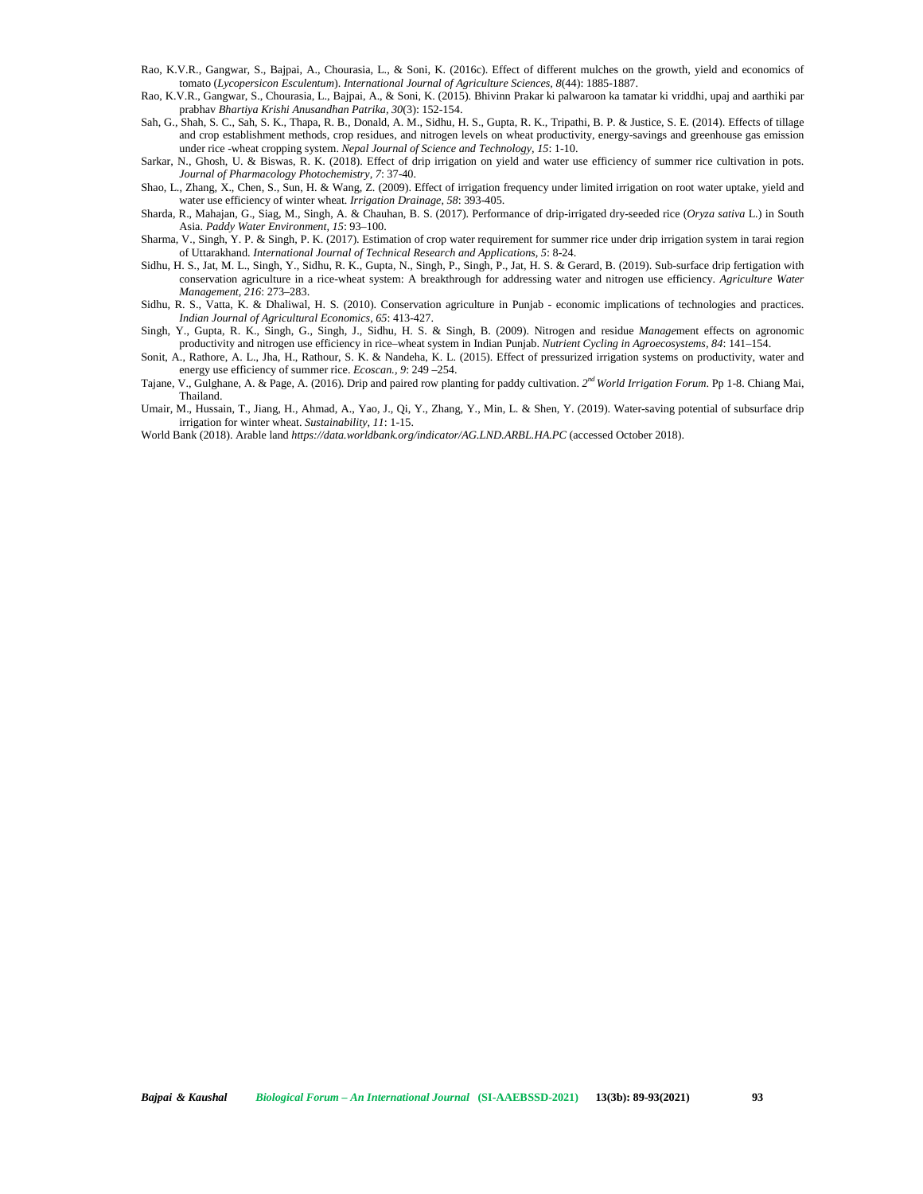Rao, K.V.R., Gangwar, S., Bajpai, A., Chourasia, L., & Soni, K. (2016c). Effect of different mulches on the growth, yield and economics of tomato (*Lycopersicon Esculentum*). *International Journal of Agriculture Sciences, 8*(44): 1885-1887.

Rao, K.V.R., Gangwar, S., Chourasia, L., Bajpai, A., & Soni, K. (2015). Bhivinn Prakar ki palwaroon ka tamatar ki vriddhi, upaj and aarthiki par prabhav *Bhartiya Krishi Anusandhan Patrika, 30*(3): 152-154.

Sah, G., Shah, S. C., Sah, S. K., Thapa, R. B., Donald, A. M., Sidhu, H. S., Gupta, R. K., Tripathi, B. P. & Justice, S. E. (2014). Effects of tillage and crop establishment methods, crop residues, and nitrogen levels on wheat productivity, energy-savings and greenhouse gas emission under rice -wheat cropping system. *Nepal Journal of Science and Technology, 15*: 1-10.

Sarkar, N., Ghosh, U. & Biswas, R. K. (2018). Effect of drip irrigation on yield and water use efficiency of summer rice cultivation in pots. *Journal of Pharmacology Photochemistry, 7*: 37-40.

Shao, L., Zhang, X., Chen, S., Sun, H. & Wang, Z. (2009). Effect of irrigation frequency under limited irrigation on root water uptake, yield and water use efficiency of winter wheat. *Irrigation Drainage, 58*: 393-405.

Sharda, R., Mahajan, G., Siag, M., Singh, A. & Chauhan, B. S. (2017). Performance of drip-irrigated dry-seeded rice (*Oryza sativa* L.) in South Asia. *Paddy Water Environment, 15*: 93–100.

Sharma, V., Singh, Y. P. & Singh, P. K. (2017). Estimation of crop water requirement for summer rice under drip irrigation system in tarai region of Uttarakhand. *International Journal of Technical Research and Applications, 5*: 8-24.

Sidhu, H. S., Jat, M. L., Singh, Y., Sidhu, R. K., Gupta, N., Singh, P., Singh, P., Jat, H. S. & Gerard, B. (2019). Sub-surface drip fertigation with conservation agriculture in a rice-wheat system: A breakthrough for addressing water and nitrogen use efficiency. *Agriculture Water Management, 216*: 273–283.

Sidhu, R. S., Vatta, K. & Dhaliwal, H. S. (2010). Conservation agriculture in Punjab - economic implications of technologies and practices. *Indian Journal of Agricultural Economics, 65*: 413-427.

Singh, Y., Gupta, R. K., Singh, G., Singh, J., Sidhu, H. S. & Singh, B. (2009). Nitrogen and residue *Manage*ment effects on agronomic productivity and nitrogen use efficiency in rice–wheat system in Indian Punjab. *Nutrient Cycling in Agroecosystems, 84*: 141–154.

Sonit, A., Rathore, A. L., Jha, H., Rathour, S. K. & Nandeha, K. L. (2015). Effect of pressurized irrigation systems on productivity, water and energy use efficiency of summer rice. *Ecoscan., 9*: 249 –254.

Tajane, V., Gulghane, A. & Page, A. (2016). Drip and paired row planting for paddy cultivation. *2nd World Irrigation Forum*. Pp 1-8. Chiang Mai, Thailand.

Umair, M., Hussain, T., Jiang, H., Ahmad, A., Yao, J., Qi, Y., Zhang, Y., Min, L. & Shen, Y. (2019). Water-saving potential of subsurface drip irrigation for winter wheat. *Sustainability, 11*: 1-15.

World Bank (2018). Arable land *https://data.worldbank.org/indicator/AG.LND.ARBL.HA.PC* (accessed October 2018).